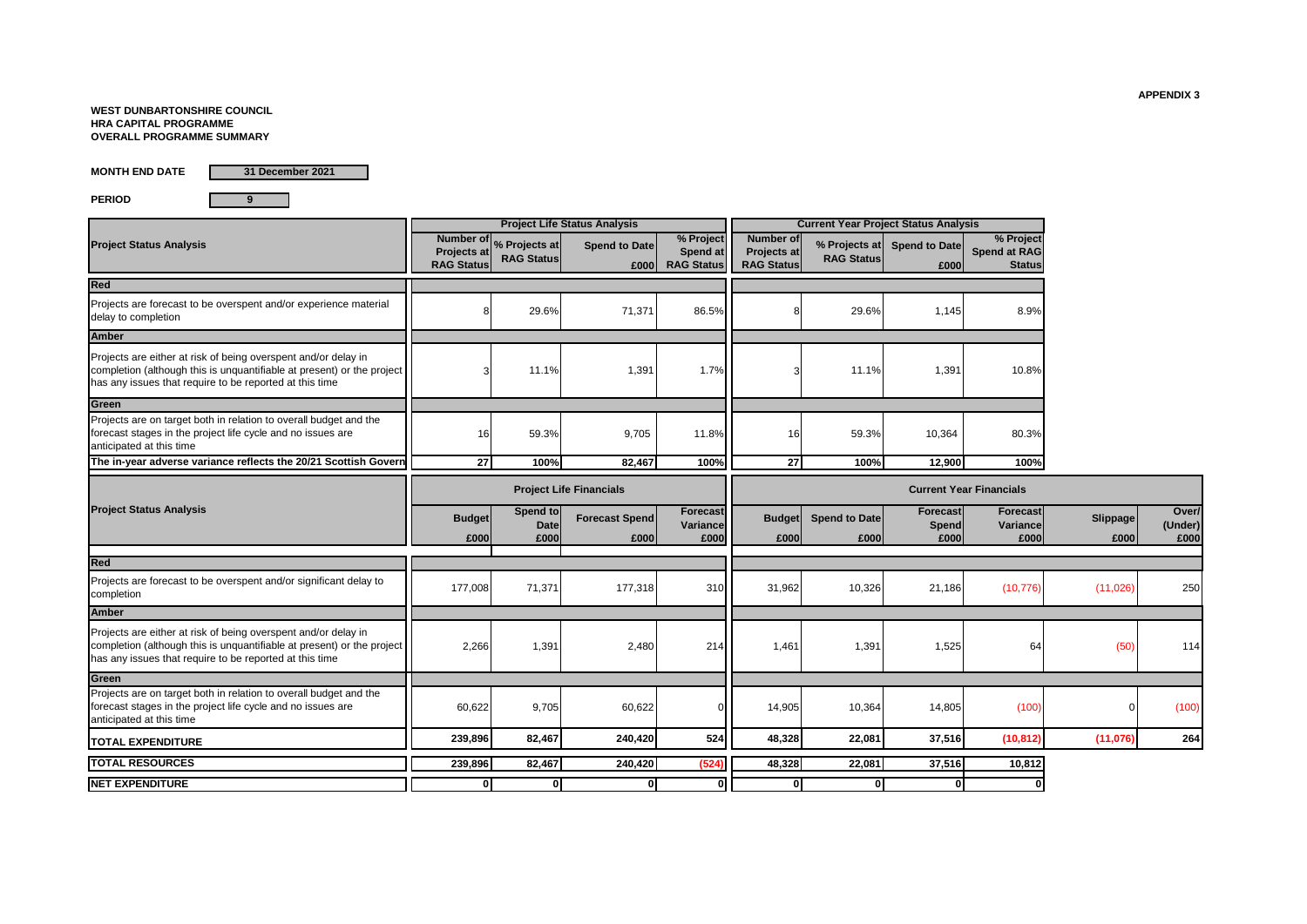APPENDIX 3

**WEST DUNBARTONSHIRE COUNCIL**
**HRA CAPITAL PROGRAMME**
**OVERALL PROGRAMME SUMMARY**

**MONTH END DATE** 31 December 2021

**PERIOD** 9

| Project Status Analysis | Project Life Status Analysis | | | | Current Year Project Status Analysis | | | |
|---|---|---|---|---|---|---|---|---|
| | Number of Projects at RAG Status | % Projects at RAG Status | Spend to Date £000 | % Project Spend at RAG Status | Number of Projects at RAG Status | % Projects at RAG Status | Spend to Date £000 | % Project Spend at RAG Status |
| **Red** | | | | | | | | |
| Projects are forecast to be overspent and/or experience material delay to completion | 8 | 29.6% | 71,371 | 86.5% | 8 | 29.6% | 1,145 | 8.9% |
| **Amber** | | | | | | | | |
| Projects are either at risk of being overspent and/or delay in completion (although this is unquantifiable at present) or the project has any issues that require to be reported at this time | 3 | 11.1% | 1,391 | 1.7% | 3 | 11.1% | 1,391 | 10.8% |
| **Green** | | | | | | | | |
| Projects are on target both in relation to overall budget and the forecast stages in the project life cycle and no issues are anticipated at this time | 16 | 59.3% | 9,705 | 11.8% | 16 | 59.3% | 10,364 | 80.3% |
| **The in-year adverse variance reflects the 20/21 Scottish Govern** | **27** | **100%** | **82,467** | **100%** | **27** | **100%** | **12,900** | **100%** |

| Project Status Analysis | Project Life Financials | | | | Current Year Financials | | | | | |
|---|---|---|---|---|---|---|---|---|---|---|
| | Budget £000 | Spend to Date £000 | Forecast Spend £000 | Forecast Variance £000 | Budget £000 | Spend to Date £000 | Forecast Spend £000 | Forecast Variance £000 | Slippage £000 | Over/ (Under) £000 |
| **Red** | | | | | | | | | | |
| Projects are forecast to be overspent and/or significant delay to completion | 177,008 | 71,371 | 177,318 | 310 | 31,962 | 10,326 | 21,186 | (10,776) | (11,026) | 250 |
| **Amber** | | | | | | | | | | |
| Projects are either at risk of being overspent and/or delay in completion (although this is unquantifiable at present) or the project has any issues that require to be reported at this time | 2,266 | 1,391 | 2,480 | 214 | 1,461 | 1,391 | 1,525 | 64 | (50) | 114 |
| **Green** | | | | | | | | | | |
| Projects are on target both in relation to overall budget and the forecast stages in the project life cycle and no issues are anticipated at this time | 60,622 | 9,705 | 60,622 | 0 | 14,905 | 10,364 | 14,805 | (100) | 0 | (100) |
| **TOTAL EXPENDITURE** | **239,896** | **82,467** | **240,420** | **524** | **48,328** | **22,081** | **37,516** | **(10,812)** | **(11,076)** | **264** |
| **TOTAL RESOURCES** | **239,896** | **82,467** | **240,420** | **(524)** | **48,328** | **22,081** | **37,516** | **10,812** | | |
| **NET EXPENDITURE** | **0** | **0** | **0** | **0** | **0** | **0** | **0** | **0** | | |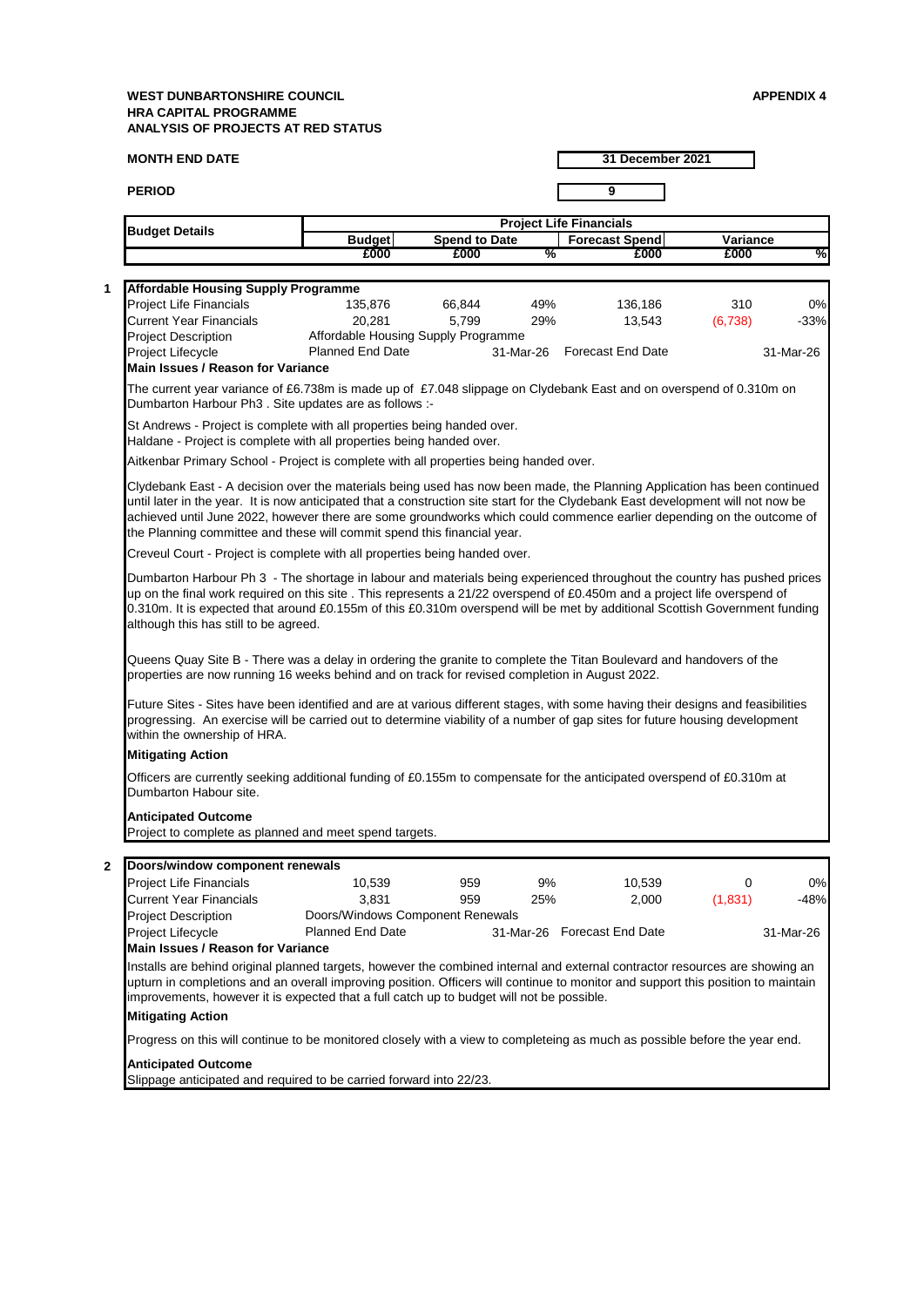**WEST DUNBARTONSHIRE COUNCIL**
**HRA CAPITAL PROGRAMME**
**ANALYSIS OF PROJECTS AT RED STATUS**

**APPENDIX 4**

**MONTH END DATE** | **31 December 2021**

**PERIOD** | **9**

| Budget Details | Project Life Financials | | | | | |
|---|---|---|---|---|---|---|
| | Budget | Spend to Date | | Forecast Spend | Variance | |
| | £000 | £000 | % | £000 | £000 | % |

**1 Affordable Housing Supply Programme**

| | | | | | | |
|---|---|---|---|---|---|---|
| Project Life Financials | 135,876 | 66,844 | 49% | 136,186 | 310 | 0% |
| Current Year Financials | 20,281 | 5,799 | 29% | 13,543 | (6,738) | -33% |
| Project Description | Affordable Housing Supply Programme | | | | | |
| Project Lifecycle | Planned End Date | | 31-Mar-26 | Forecast End Date | | 31-Mar-26 |

**Main Issues / Reason for Variance**

The current year variance of £6.738m is made up of £7.048 slippage on Clydebank East and on overspend of 0.310m on Dumbarton Harbour Ph3 . Site updates are as follows :-

St Andrews - Project is complete with all properties being handed over.
Haldane - Project is complete with all properties being handed over.

Aitkenbar Primary School - Project is complete with all properties being handed over.

Clydebank East - A decision over the materials being used has now been made, the Planning Application has been continued until later in the year. It is now anticipated that a construction site start for the Clydebank East development will not now be achieved until June 2022, however there are some groundworks which could commence earlier depending on the outcome of the Planning committee and these will commit spend this financial year.

Creveul Court - Project is complete with all properties being handed over.

Dumbarton Harbour Ph 3 - The shortage in labour and materials being experienced throughout the country has pushed prices up on the final work required on this site . This represents a 21/22 overspend of £0.450m and a project life overspend of 0.310m. It is expected that around £0.155m of this £0.310m overspend will be met by additional Scottish Government funding although this has still to be agreed.

Queens Quay Site B - There was a delay in ordering the granite to complete the Titan Boulevard and handovers of the properties are now running 16 weeks behind and on track for revised completion in August 2022.

Future Sites - Sites have been identified and are at various different stages, with some having their designs and feasibilities progressing. An exercise will be carried out to determine viability of a number of gap sites for future housing development within the ownership of HRA.

**Mitigating Action**

Officers are currently seeking additional funding of £0.155m to compensate for the anticipated overspend of £0.310m at Dumbarton Habour site.

**Anticipated Outcome**

Project to complete as planned and meet spend targets.

**2 Doors/window component renewals**

| | | | | | | |
|---|---|---|---|---|---|---|
| Project Life Financials | 10,539 | 959 | 9% | 10,539 | 0 | 0% |
| Current Year Financials | 3,831 | 959 | 25% | 2,000 | (1,831) | -48% |
| Project Description | Doors/Windows Component Renewals | | | | | |
| Project Lifecycle | Planned End Date | | 31-Mar-26 | Forecast End Date | | 31-Mar-26 |

**Main Issues / Reason for Variance**

Installs are behind original planned targets, however the combined internal and external contractor resources are showing an upturn in completions and an overall improving position. Officers will continue to monitor and support this position to maintain improvements, however it is expected that a full catch up to budget will not be possible.

**Mitigating Action**

Progress on this will continue to be monitored closely with a view to completeing as much as possible before the year end.

**Anticipated Outcome**

Slippage anticipated and required to be carried forward into 22/23.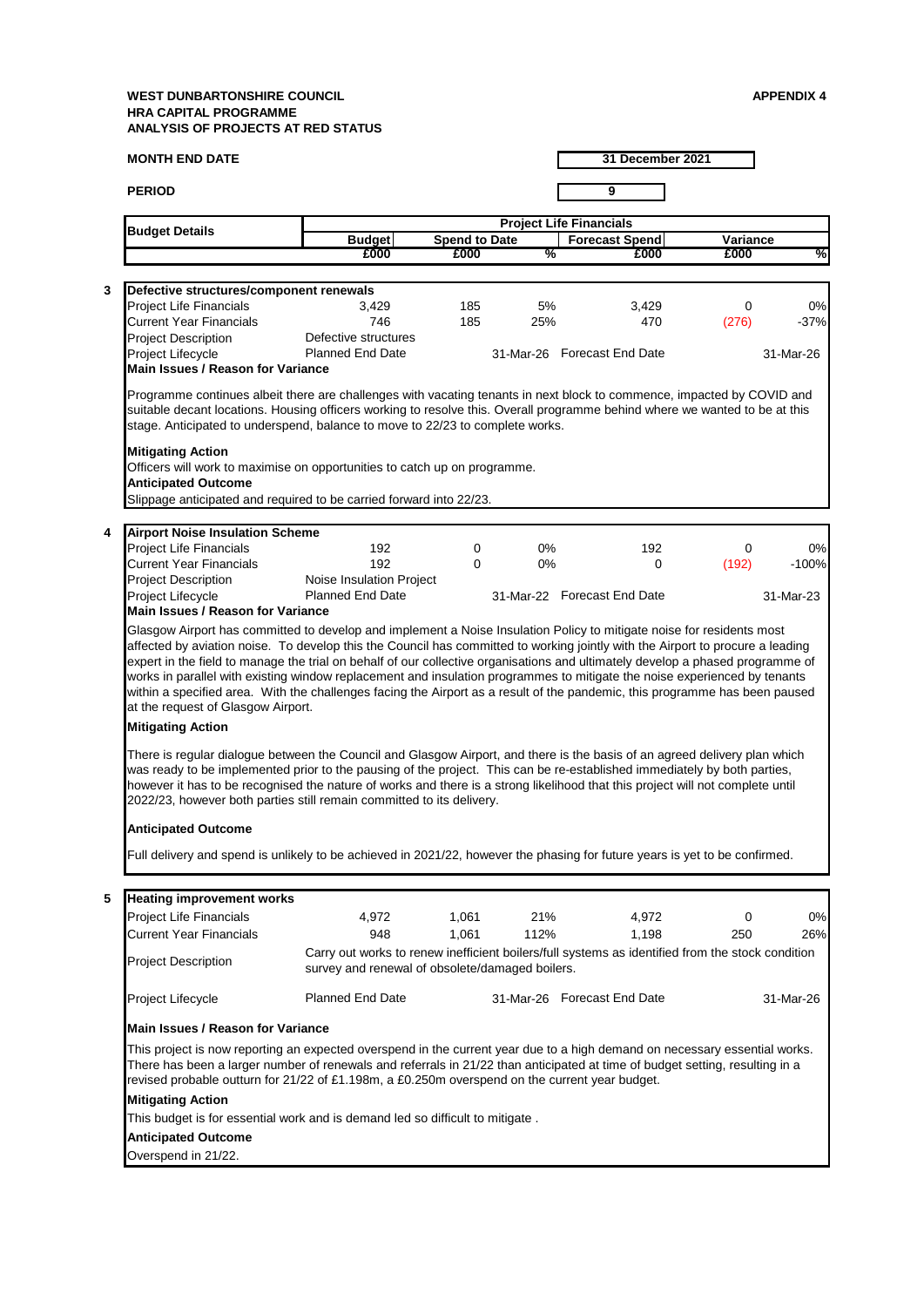**WEST DUNBARTONSHIRE COUNCIL**
**HRA CAPITAL PROGRAMME**
**ANALYSIS OF PROJECTS AT RED STATUS**

**APPENDIX 4**

| **MONTH END DATE** | **31 December 2021** |
|---|---|
| **PERIOD** | **9** |

| **Budget Details** | **Project Life Financials** | | | | | |
|---|---|---|---|---|---|---|
| | **Budget** | **Spend to Date** | | **Forecast Spend** | **Variance** | |
| | **£000** | **£000** | **%** | **£000** | **£000** | **%** |

**3 Defective structures/component renewals**

| | | | | | | |
|---|---|---|---|---|---|---|
| Project Life Financials | 3,429 | 185 | 5% | 3,429 | 0 | 0% |
| Current Year Financials | 746 | 185 | 25% | 470 | (276) | -37% |
| Project Description | Defective structures | | | | | |
| Project Lifecycle | Planned End Date | | 31-Mar-26 | Forecast End Date | | 31-Mar-26 |

**Main Issues / Reason for Variance**

Programme continues albeit there are challenges with vacating tenants in next block to commence, impacted by COVID and suitable decant locations. Housing officers working to resolve this. Overall programme behind where we wanted to be at this stage. Anticipated to underspend, balance to move to 22/23 to complete works.

**Mitigating Action**
Officers will work to maximise on opportunities to catch up on programme.

**Anticipated Outcome**
Slippage anticipated and required to be carried forward into 22/23.

**4 Airport Noise Insulation Scheme**

| | | | | | | |
|---|---|---|---|---|---|---|
| Project Life Financials | 192 | 0 | 0% | 192 | 0 | 0% |
| Current Year Financials | 192 | 0 | 0% | 0 | (192) | -100% |
| Project Description | Noise Insulation Project | | | | | |
| Project Lifecycle | Planned End Date | | 31-Mar-22 | Forecast End Date | | 31-Mar-23 |

**Main Issues / Reason for Variance**

Glasgow Airport has committed to develop and implement a Noise Insulation Policy to mitigate noise for residents most affected by aviation noise. To develop this the Council has committed to working jointly with the Airport to procure a leading expert in the field to manage the trial on behalf of our collective organisations and ultimately develop a phased programme of works in parallel with existing window replacement and insulation programmes to mitigate the noise experienced by tenants within a specified area. With the challenges facing the Airport as a result of the pandemic, this programme has been paused at the request of Glasgow Airport.

**Mitigating Action**

There is regular dialogue between the Council and Glasgow Airport, and there is the basis of an agreed delivery plan which was ready to be implemented prior to the pausing of the project. This can be re-established immediately by both parties, however it has to be recognised the nature of works and there is a strong likelihood that this project will not complete until 2022/23, however both parties still remain committed to its delivery.

**Anticipated Outcome**

Full delivery and spend is unlikely to be achieved in 2021/22, however the phasing for future years is yet to be confirmed.

**5 Heating improvement works**

| | | | | | | |
|---|---|---|---|---|---|---|
| Project Life Financials | 4,972 | 1,061 | 21% | 4,972 | 0 | 0% |
| Current Year Financials | 948 | 1,061 | 112% | 1,198 | 250 | 26% |
| Project Description | Carry out works to renew inefficient boilers/full systems as identified from the stock condition survey and renewal of obsolete/damaged boilers. | | | | | |
| Project Lifecycle | Planned End Date | | 31-Mar-26 | Forecast End Date | | 31-Mar-26 |

**Main Issues / Reason for Variance**

This project is now reporting an expected overspend in the current year due to a high demand on necessary essential works. There has been a larger number of renewals and referrals in 21/22 than anticipated at time of budget setting, resulting in a revised probable outturn for 21/22 of £1.198m, a £0.250m overspend on the current year budget.

**Mitigating Action**
This budget is for essential work and is demand led so difficult to mitigate .

**Anticipated Outcome**
Overspend in 21/22.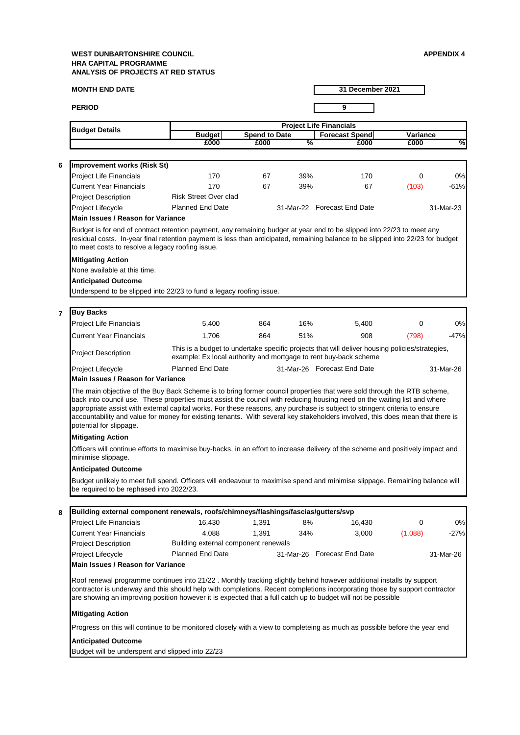**WEST DUNBARTONSHIRE COUNCIL**
**HRA CAPITAL PROGRAMME**
**ANALYSIS OF PROJECTS AT RED STATUS**

**APPENDIX 4**

| **MONTH END DATE** | **31 December 2021** |
|---|---|
| **PERIOD** | **9** |

| Budget Details | Project Life Financials | | | | | |
|---|---|---|---|---|---|---|
| | Budget | Spend to Date | | Forecast Spend | Variance | |
| | £000 | £000 | % | £000 | £000 | % |

**6 Improvement works (Risk St)**

| | | | | | | |
|---|---|---|---|---|---|---|
| Project Life Financials | 170 | 67 | 39% | 170 | 0 | 0% |
| Current Year Financials | 170 | 67 | 39% | 67 | (103) | -61% |
| Project Description | Risk Street Over clad | | | | | |
| Project Lifecycle | Planned End Date | | 31-Mar-22 | Forecast End Date | | 31-Mar-23 |

**Main Issues / Reason for Variance**

Budget is for end of contract retention payment, any remaining budget at year end to be slipped into 22/23 to meet any residual costs. In-year final retention payment is less than anticipated, remaining balance to be slipped into 22/23 for budget to meet costs to resolve a legacy roofing issue.

**Mitigating Action**

None available at this time.

**Anticipated Outcome**

Underspend to be slipped into 22/23 to fund a legacy roofing issue.

**7 Buy Backs**

| | | | | | | |
|---|---|---|---|---|---|---|
| Project Life Financials | 5,400 | 864 | 16% | 5,400 | 0 | 0% |
| Current Year Financials | 1,706 | 864 | 51% | 908 | (798) | -47% |
| Project Description | This is a budget to undertake specific projects that will deliver housing policies/strategies, example: Ex local authority and mortgage to rent buy-back scheme | | | | | |
| Project Lifecycle | Planned End Date | | 31-Mar-26 | Forecast End Date | | 31-Mar-26 |

**Main Issues / Reason for Variance**

The main objective of the Buy Back Scheme is to bring former council properties that were sold through the RTB scheme, back into council use. These properties must assist the council with reducing housing need on the waiting list and where appropriate assist with external capital works. For these reasons, any purchase is subject to stringent criteria to ensure accountability and value for money for existing tenants. With several key stakeholders involved, this does mean that there is potential for slippage.

**Mitigating Action**

Officers will continue efforts to maximise buy-backs, in an effort to increase delivery of the scheme and positively impact and minimise slippage.

**Anticipated Outcome**

Budget unlikely to meet full spend. Officers will endeavour to maximise spend and minimise slippage. Remaining balance will be required to be rephased into 2022/23.

**8 Building external component renewals, roofs/chimneys/flashings/fascias/gutters/svp**

| | | | | | | |
|---|---|---|---|---|---|---|
| Project Life Financials | 16,430 | 1,391 | 8% | 16,430 | 0 | 0% |
| Current Year Financials | 4,088 | 1,391 | 34% | 3,000 | (1,088) | -27% |
| Project Description | Building external component renewals | | | | | |
| Project Lifecycle | Planned End Date | | 31-Mar-26 | Forecast End Date | | 31-Mar-26 |

**Main Issues / Reason for Variance**

Roof renewal programme continues into 21/22 . Monthly tracking slightly behind however additional installs by support contractor is underway and this should help with completions. Recent completions incorporating those by support contractor are showing an improving position however it is expected that a full catch up to budget will not be possible

**Mitigating Action**

Progress on this will continue to be monitored closely with a view to completeing as much as possible before the year end

**Anticipated Outcome**

Budget will be underspent and slipped into 22/23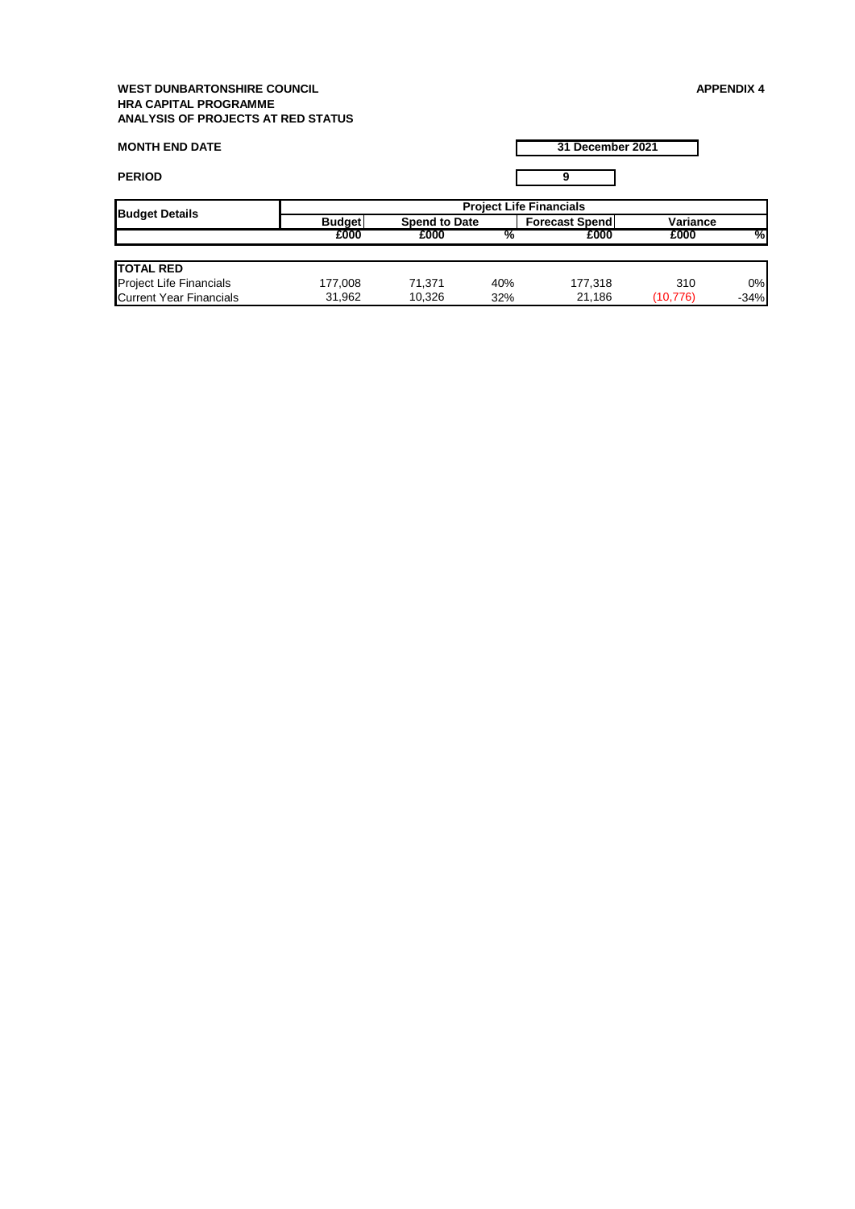**WEST DUNBARTONSHIRE COUNCIL** **APPENDIX 4**
**HRA CAPITAL PROGRAMME**
**ANALYSIS OF PROJECTS AT RED STATUS**

**MONTH END DATE** **31 December 2021**

**PERIOD** **9**

| Budget Details | Project Life Financials | | | | | |
|---|---|---|---|---|---|---|
| | Budget | Spend to Date | | Forecast Spend | Variance | |
| | £000 | £000 | % | £000 | £000 | % |
| **TOTAL RED** | | | | | | |
| Project Life Financials | 177,008 | 71,371 | 40% | 177,318 | 310 | 0% |
| Current Year Financials | 31,962 | 10,326 | 32% | 21,186 | (10,776) | -34% |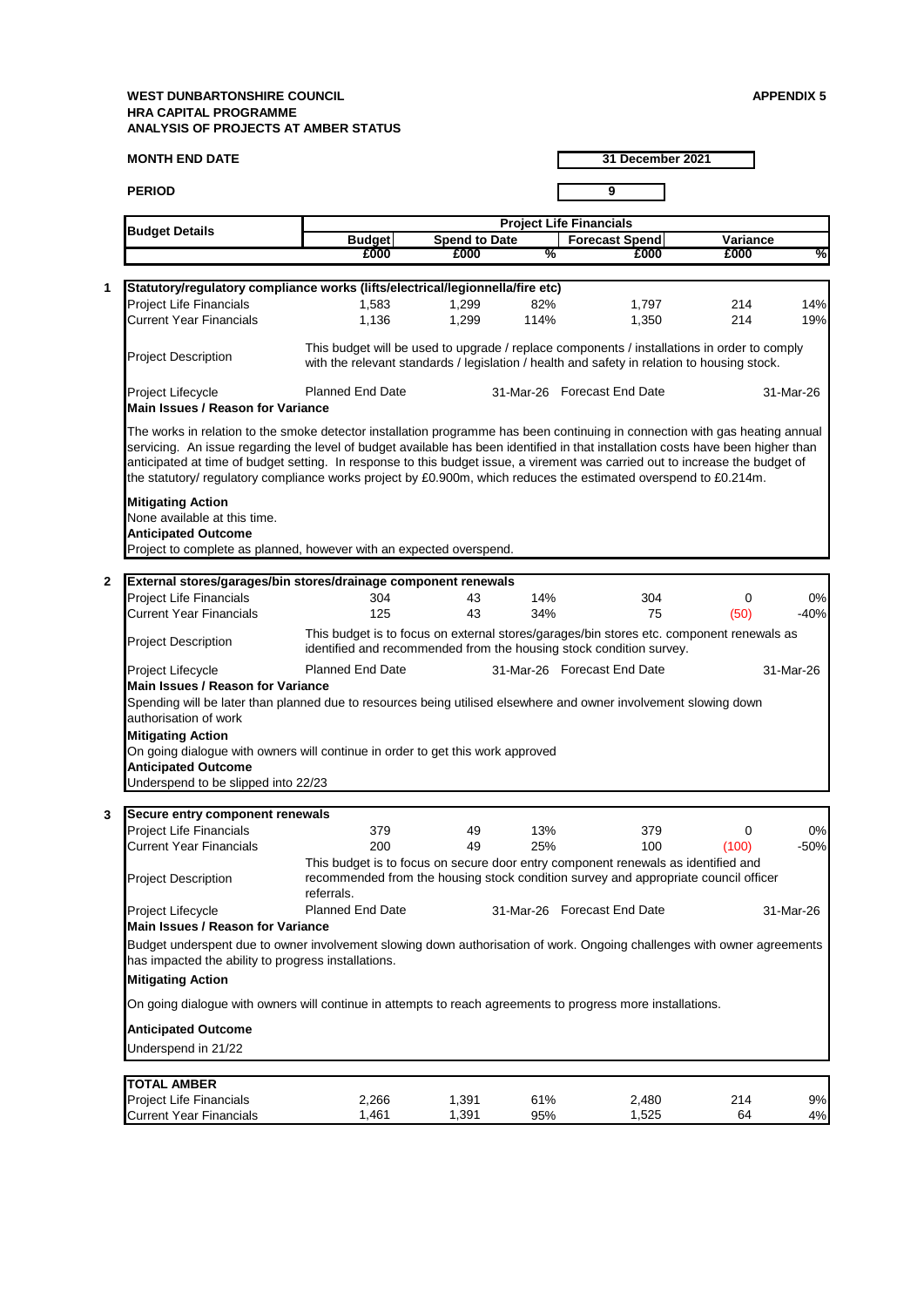**WEST DUNBARTONSHIRE COUNCIL**
**HRA CAPITAL PROGRAMME**
**ANALYSIS OF PROJECTS AT AMBER STATUS**

**APPENDIX 5**

**MONTH END DATE** 31 December 2021

**PERIOD** 9

| Budget Details | Budget | Spend to Date | | Forecast Spend | Variance | |
|---|---|---|---|---|---|---|
| | £000 | £000 | % | £000 | £000 | % |

## 1 Statutory/regulatory compliance works (lifts/electrical/legionnella/fire etc)

| | Budget £000 | Spend to Date £000 | % | Forecast Spend £000 | Variance £000 | % |
|---|---|---|---|---|---|---|
| Project Life Financials | 1,583 | 1,299 | 82% | 1,797 | 214 | 14% |
| Current Year Financials | 1,136 | 1,299 | 114% | 1,350 | 214 | 19% |

**Project Description:** This budget will be used to upgrade / replace components / installations in order to comply with the relevant standards / legislation / health and safety in relation to housing stock.

**Project Lifecycle:** Planned End Date 31-Mar-26 Forecast End Date 31-Mar-26

**Main Issues / Reason for Variance**

The works in relation to the smoke detector installation programme has been continuing in connection with gas heating annual servicing. An issue regarding the level of budget available has been identified in that installation costs have been higher than anticipated at time of budget setting. In response to this budget issue, a virement was carried out to increase the budget of the statutory/ regulatory compliance works project by £0.900m, which reduces the estimated overspend to £0.214m.

**Mitigating Action**
None available at this time.

**Anticipated Outcome**
Project to complete as planned, however with an expected overspend.

## 2 External stores/garages/bin stores/drainage component renewals

| | Budget £000 | Spend to Date £000 | % | Forecast Spend £000 | Variance £000 | % |
|---|---|---|---|---|---|---|
| Project Life Financials | 304 | 43 | 14% | 304 | 0 | 0% |
| Current Year Financials | 125 | 43 | 34% | 75 | (50) | -40% |

**Project Description:** This budget is to focus on external stores/garages/bin stores etc. component renewals as identified and recommended from the housing stock condition survey.

**Project Lifecycle:** Planned End Date 31-Mar-26 Forecast End Date 31-Mar-26

**Main Issues / Reason for Variance**
Spending will be later than planned due to resources being utilised elsewhere and owner involvement slowing down authorisation of work

**Mitigating Action**
On going dialogue with owners will continue in order to get this work approved

**Anticipated Outcome**
Underspend to be slipped into 22/23

## 3 Secure entry component renewals

| | Budget £000 | Spend to Date £000 | % | Forecast Spend £000 | Variance £000 | % |
|---|---|---|---|---|---|---|
| Project Life Financials | 379 | 49 | 13% | 379 | 0 | 0% |
| Current Year Financials | 200 | 49 | 25% | 100 | (100) | -50% |

**Project Description:** This budget is to focus on secure door entry component renewals as identified and recommended from the housing stock condition survey and appropriate council officer referrals.

**Project Lifecycle:** Planned End Date 31-Mar-26 Forecast End Date 31-Mar-26

**Main Issues / Reason for Variance**
Budget underspent due to owner involvement slowing down authorisation of work. Ongoing challenges with owner agreements has impacted the ability to progress installations.

**Mitigating Action**
On going dialogue with owners will continue in attempts to reach agreements to progress more installations.

**Anticipated Outcome**
Underspend in 21/22

## TOTAL AMBER

| | Budget £000 | Spend to Date £000 | % | Forecast Spend £000 | Variance £000 | % |
|---|---|---|---|---|---|---|
| Project Life Financials | 2,266 | 1,391 | 61% | 2,480 | 214 | 9% |
| Current Year Financials | 1,461 | 1,391 | 95% | 1,525 | 64 | 4% |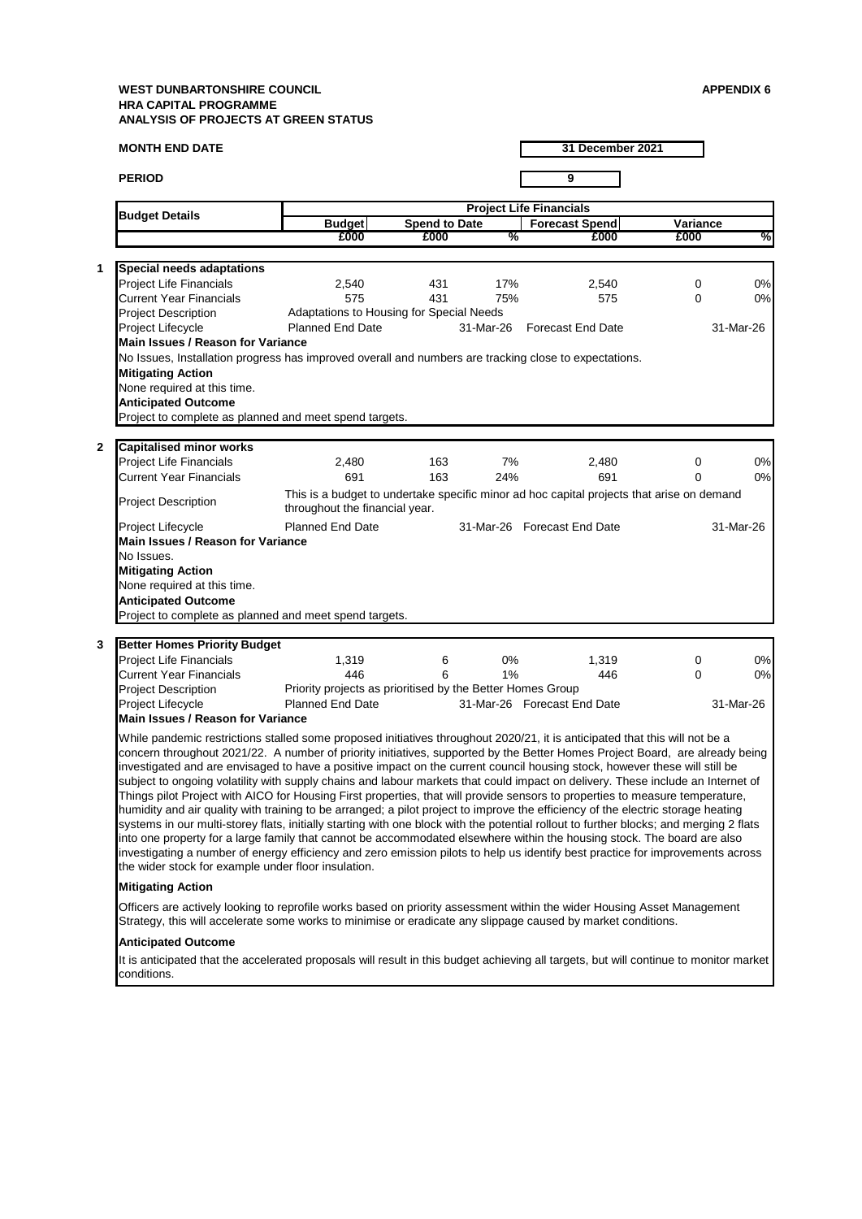**WEST DUNBARTONSHIRE COUNCIL**
**HRA CAPITAL PROGRAMME**
**ANALYSIS OF PROJECTS AT GREEN STATUS**

**APPENDIX 6**

**MONTH END DATE** 31 December 2021

**PERIOD** 9

| Budget Details | Project Life Financials | | | | | |
|---|---|---|---|---|---|---|
| | Budget | Spend to Date | | Forecast Spend | Variance | |
| | £000 | £000 | % | £000 | £000 | % |

**1 Special needs adaptations**

| | Budget £000 | Spend to Date £000 | % | Forecast Spend £000 | Variance £000 | % |
|---|---|---|---|---|---|---|
| Project Life Financials | 2,540 | 431 | 17% | 2,540 | 0 | 0% |
| Current Year Financials | 575 | 431 | 75% | 575 | 0 | 0% |

Project Description: Adaptations to Housing for Special Needs

Project Lifecycle: Planned End Date 31-Mar-26 | Forecast End Date 31-Mar-26

**Main Issues / Reason for Variance**

No Issues, Installation progress has improved overall and numbers are tracking close to expectations.

**Mitigating Action**

None required at this time.

**Anticipated Outcome**

Project to complete as planned and meet spend targets.

**2 Capitalised minor works**

| | Budget £000 | Spend to Date £000 | % | Forecast Spend £000 | Variance £000 | % |
|---|---|---|---|---|---|---|
| Project Life Financials | 2,480 | 163 | 7% | 2,480 | 0 | 0% |
| Current Year Financials | 691 | 163 | 24% | 691 | 0 | 0% |

Project Description: This is a budget to undertake specific minor ad hoc capital projects that arise on demand throughout the financial year.

Project Lifecycle: Planned End Date 31-Mar-26 | Forecast End Date 31-Mar-26

**Main Issues / Reason for Variance**

No Issues.

**Mitigating Action**

None required at this time.

**Anticipated Outcome**

Project to complete as planned and meet spend targets.

**3 Better Homes Priority Budget**

| | Budget £000 | Spend to Date £000 | % | Forecast Spend £000 | Variance £000 | % |
|---|---|---|---|---|---|---|
| Project Life Financials | 1,319 | 6 | 0% | 1,319 | 0 | 0% |
| Current Year Financials | 446 | 6 | 1% | 446 | 0 | 0% |

Project Description: Priority projects as prioritised by the Better Homes Group

Project Lifecycle: Planned End Date 31-Mar-26 | Forecast End Date 31-Mar-26

**Main Issues / Reason for Variance**

While pandemic restrictions stalled some proposed initiatives throughout 2020/21, it is anticipated that this will not be a concern throughout 2021/22. A number of priority initiatives, supported by the Better Homes Project Board, are already being investigated and are envisaged to have a positive impact on the current council housing stock, however these will still be subject to ongoing volatility with supply chains and labour markets that could impact on delivery. These include an Internet of Things pilot Project with AICO for Housing First properties, that will provide sensors to properties to measure temperature, humidity and air quality with training to be arranged; a pilot project to improve the efficiency of the electric storage heating systems in our multi-storey flats, initially starting with one block with the potential rollout to further blocks; and merging 2 flats into one property for a large family that cannot be accommodated elsewhere within the housing stock. The board are also investigating a number of energy efficiency and zero emission pilots to help us identify best practice for improvements across the wider stock for example under floor insulation.

**Mitigating Action**

Officers are actively looking to reprofile works based on priority assessment within the wider Housing Asset Management Strategy, this will accelerate some works to minimise or eradicate any slippage caused by market conditions.

**Anticipated Outcome**

It is anticipated that the accelerated proposals will result in this budget achieving all targets, but will continue to monitor market conditions.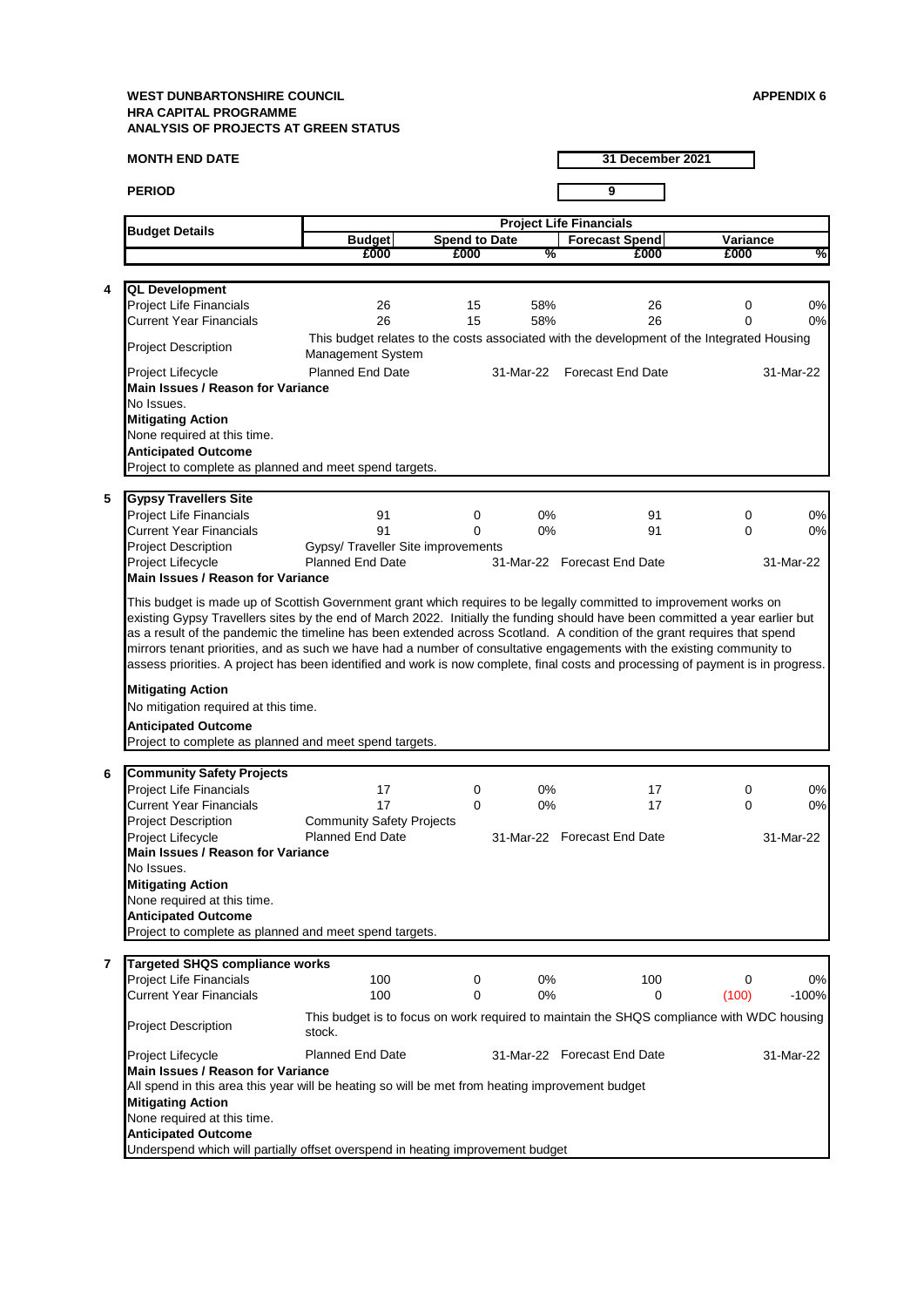**WEST DUNBARTONSHIRE COUNCIL** **APPENDIX 6**
**HRA CAPITAL PROGRAMME**
**ANALYSIS OF PROJECTS AT GREEN STATUS**

**MONTH END DATE** 31 December 2021

**PERIOD** 9

| | Budget Details | Project Life Financials | | | | | |
|---|---|---|---|---|---|---|---|
| | | Budget | Spend to Date | | Forecast Spend | Variance | |
| | | £000 | £000 | % | £000 | £000 | % |
| **4** | **QL Development** | | | | | | |
| | Project Life Financials | 26 | 15 | 58% | 26 | 0 | 0% |
| | Current Year Financials | 26 | 15 | 58% | 26 | 0 | 0% |
| | Project Description | This budget relates to the costs associated with the development of the Integrated Housing Management System | | | | | |
| | Project Lifecycle | Planned End Date | | 31-Mar-22 | Forecast End Date | | 31-Mar-22 |
| | **Main Issues / Reason for Variance** | | | | | | |
| | No Issues. | | | | | | |
| | **Mitigating Action** | | | | | | |
| | None required at this time. | | | | | | |
| | **Anticipated Outcome** | | | | | | |
| | Project to complete as planned and meet spend targets. | | | | | | |
| **5** | **Gypsy Travellers Site** | | | | | | |
| | Project Life Financials | 91 | 0 | 0% | 91 | 0 | 0% |
| | Current Year Financials | 91 | 0 | 0% | 91 | 0 | 0% |
| | Project Description | Gypsy/ Traveller Site improvements | | | | | |
| | Project Lifecycle | Planned End Date | | 31-Mar-22 | Forecast End Date | | 31-Mar-22 |
| | **Main Issues / Reason for Variance** | | | | | | |
| | This budget is made up of Scottish Government grant which requires to be legally committed to improvement works on existing Gypsy Travellers sites by the end of March 2022. Initially the funding should have been committed a year earlier but as a result of the pandemic the timeline has been extended across Scotland. A condition of the grant requires that spend mirrors tenant priorities, and as such we have had a number of consultative engagements with the existing community to assess priorities. A project has been identified and work is now complete, final costs and processing of payment is in progress. | | | | | | |
| | **Mitigating Action** | | | | | | |
| | No mitigation required at this time. | | | | | | |
| | **Anticipated Outcome** | | | | | | |
| | Project to complete as planned and meet spend targets. | | | | | | |
| **6** | **Community Safety Projects** | | | | | | |
| | Project Life Financials | 17 | 0 | 0% | 17 | 0 | 0% |
| | Current Year Financials | 17 | 0 | 0% | 17 | 0 | 0% |
| | Project Description | Community Safety Projects | | | | | |
| | Project Lifecycle | Planned End Date | | 31-Mar-22 | Forecast End Date | | 31-Mar-22 |
| | **Main Issues / Reason for Variance** | | | | | | |
| | No Issues. | | | | | | |
| | **Mitigating Action** | | | | | | |
| | None required at this time. | | | | | | |
| | **Anticipated Outcome** | | | | | | |
| | Project to complete as planned and meet spend targets. | | | | | | |
| **7** | **Targeted SHQS compliance works** | | | | | | |
| | Project Life Financials | 100 | 0 | 0% | 100 | 0 | 0% |
| | Current Year Financials | 100 | 0 | 0% | 0 | (100) | -100% |
| | Project Description | This budget is to focus on work required to maintain the SHQS compliance with WDC housing stock. | | | | | |
| | Project Lifecycle | Planned End Date | | 31-Mar-22 | Forecast End Date | | 31-Mar-22 |
| | **Main Issues / Reason for Variance** | | | | | | |
| | All spend in this area this year will be heating so will be met from heating improvement budget | | | | | | |
| | **Mitigating Action** | | | | | | |
| | None required at this time. | | | | | | |
| | **Anticipated Outcome** | | | | | | |
| | Underspend which will partially offset overspend in heating improvement budget | | | | | | |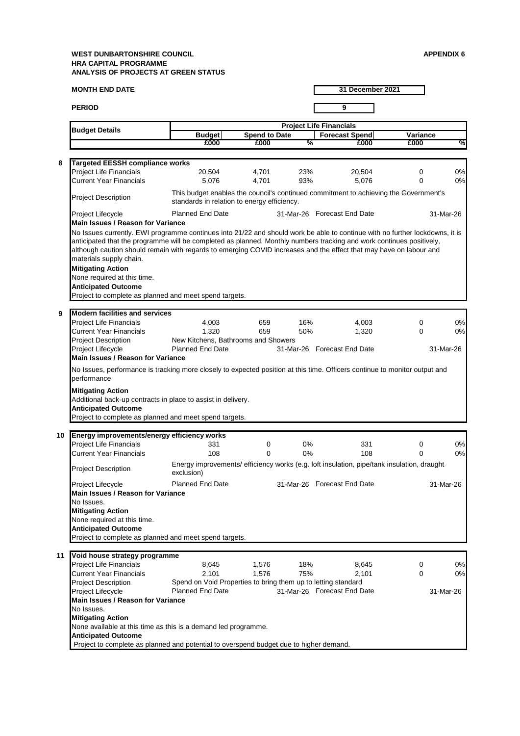**WEST DUNBARTONSHIRE COUNCIL**
**HRA CAPITAL PROGRAMME**
**ANALYSIS OF PROJECTS AT GREEN STATUS**

**APPENDIX 6**

**MONTH END DATE** 31 December 2021

**PERIOD** 9

| Budget Details | Project Life Financials | | | | | |
|---|---|---|---|---|---|---|
| | Budget | Spend to Date | | Forecast Spend | Variance | |
| | £000 | £000 | % | £000 | £000 | % |

**8 Targeted EESSH compliance works**

| | | | | | | |
|---|---|---|---|---|---|---|
| Project Life Financials | 20,504 | 4,701 | 23% | 20,504 | 0 | 0% |
| Current Year Financials | 5,076 | 4,701 | 93% | 5,076 | 0 | 0% |

Project Description: This budget enables the council's continued commitment to achieving the Government's standards in relation to energy efficiency.

Project Lifecycle: Planned End Date 31-Mar-26 Forecast End Date 31-Mar-26

**Main Issues / Reason for Variance**

No Issues currently. EWI programme continues into 21/22 and should work be able to continue with no further lockdowns, it is anticipated that the programme will be completed as planned. Monthly numbers tracking and work continues positively, although caution should remain with regards to emerging COVID increases and the effect that may have on labour and materials supply chain.

**Mitigating Action**

None required at this time.

**Anticipated Outcome**

Project to complete as planned and meet spend targets.

**9 Modern facilities and services**

| | | | | | | |
|---|---|---|---|---|---|---|
| Project Life Financials | 4,003 | 659 | 16% | 4,003 | 0 | 0% |
| Current Year Financials | 1,320 | 659 | 50% | 1,320 | 0 | 0% |

Project Description: New Kitchens, Bathrooms and Showers

Project Lifecycle: Planned End Date 31-Mar-26 Forecast End Date 31-Mar-26

**Main Issues / Reason for Variance**

No Issues, performance is tracking more closely to expected position at this time. Officers continue to monitor output and performance

**Mitigating Action**

Additional back-up contracts in place to assist in delivery.

**Anticipated Outcome**

Project to complete as planned and meet spend targets.

**10 Energy improvements/energy efficiency works**

| | | | | | | |
|---|---|---|---|---|---|---|
| Project Life Financials | 331 | 0 | 0% | 331 | 0 | 0% |
| Current Year Financials | 108 | 0 | 0% | 108 | 0 | 0% |

Project Description: Energy improvements/ efficiency works (e.g. loft insulation, pipe/tank insulation, draught exclusion)

Project Lifecycle: Planned End Date 31-Mar-26 Forecast End Date 31-Mar-26

**Main Issues / Reason for Variance**

No Issues.

**Mitigating Action**

None required at this time.

**Anticipated Outcome**

Project to complete as planned and meet spend targets.

**11 Void house strategy programme**

| | | | | | | |
|---|---|---|---|---|---|---|
| Project Life Financials | 8,645 | 1,576 | 18% | 8,645 | 0 | 0% |
| Current Year Financials | 2,101 | 1,576 | 75% | 2,101 | 0 | 0% |

Project Description: Spend on Void Properties to bring them up to letting standard

Project Lifecycle: Planned End Date 31-Mar-26 Forecast End Date 31-Mar-26

**Main Issues / Reason for Variance**

No Issues.

**Mitigating Action**

None available at this time as this is a demand led programme.

**Anticipated Outcome**

Project to complete as planned and potential to overspend budget due to higher demand.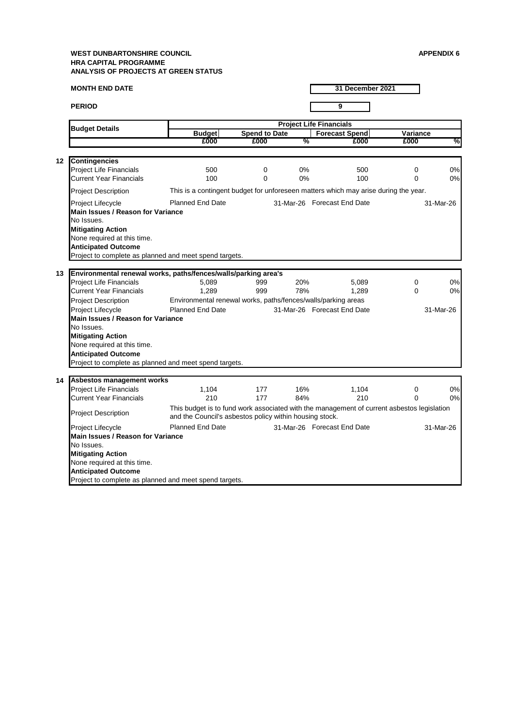**WEST DUNBARTONSHIRE COUNCIL**
**HRA CAPITAL PROGRAMME**
**ANALYSIS OF PROJECTS AT GREEN STATUS**

**APPENDIX 6**

**MONTH END DATE** 31 December 2021

**PERIOD** 9

| | Budget Details | Project Life Financials | | | | | |
|---|---|---|---|---|---|---|---|
| | | **Budget** | **Spend to Date** | | **Forecast Spend** | **Variance** | |
| | | **£000** | **£000** | **%** | **£000** | **£000** | **%** |
| **12** | **Contingencies** | | | | | | |
| | Project Life Financials | 500 | 0 | 0% | 500 | 0 | 0% |
| | Current Year Financials | 100 | 0 | 0% | 100 | 0 | 0% |
| | Project Description | This is a contingent budget for unforeseen matters which may arise during the year. | | | | | |
| | Project Lifecycle | Planned End Date | | 31-Mar-26 | Forecast End Date | | 31-Mar-26 |
| | **Main Issues / Reason for Variance** | | | | | | |
| | No Issues. | | | | | | |
| | **Mitigating Action** | | | | | | |
| | None required at this time. | | | | | | |
| | **Anticipated Outcome** | | | | | | |
| | Project to complete as planned and meet spend targets. | | | | | | |
| **13** | **Environmental renewal works, paths/fences/walls/parking area's** | | | | | | |
| | Project Life Financials | 5,089 | 999 | 20% | 5,089 | 0 | 0% |
| | Current Year Financials | 1,289 | 999 | 78% | 1,289 | 0 | 0% |
| | Project Description | Environmental renewal works, paths/fences/walls/parking areas | | | | | |
| | Project Lifecycle | Planned End Date | | 31-Mar-26 | Forecast End Date | | 31-Mar-26 |
| | **Main Issues / Reason for Variance** | | | | | | |
| | No Issues. | | | | | | |
| | **Mitigating Action** | | | | | | |
| | None required at this time. | | | | | | |
| | **Anticipated Outcome** | | | | | | |
| | Project to complete as planned and meet spend targets. | | | | | | |
| **14** | **Asbestos management works** | | | | | | |
| | Project Life Financials | 1,104 | 177 | 16% | 1,104 | 0 | 0% |
| | Current Year Financials | 210 | 177 | 84% | 210 | 0 | 0% |
| | Project Description | This budget is to fund work associated with the management of current asbestos legislation and the Council's asbestos policy within housing stock. | | | | | |
| | Project Lifecycle | Planned End Date | | 31-Mar-26 | Forecast End Date | | 31-Mar-26 |
| | **Main Issues / Reason for Variance** | | | | | | |
| | No Issues. | | | | | | |
| | **Mitigating Action** | | | | | | |
| | None required at this time. | | | | | | |
| | **Anticipated Outcome** | | | | | | |
| | Project to complete as planned and meet spend targets. | | | | | | |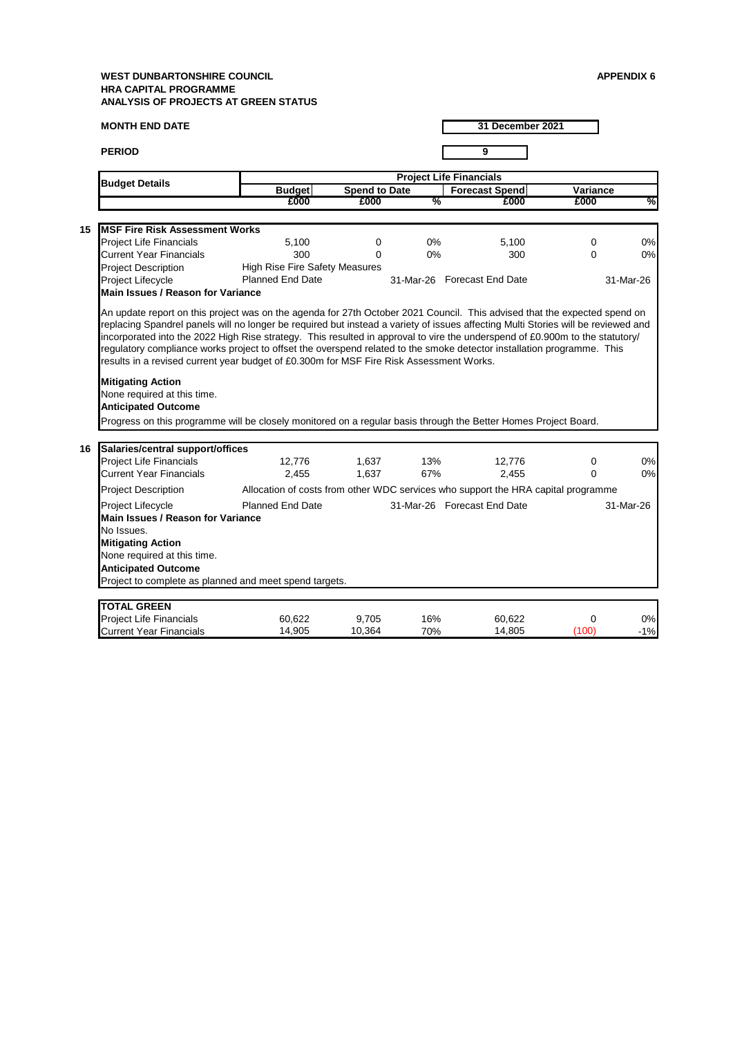**WEST DUNBARTONSHIRE COUNCIL**
**HRA CAPITAL PROGRAMME**
**ANALYSIS OF PROJECTS AT GREEN STATUS**

**APPENDIX 6**

| **MONTH END DATE** | **31 December 2021** |
|---|---|
| **PERIOD** | **9** |

| | **Budget Details** | **Project Life Financials** | | | | | |
|---|---|---|---|---|---|---|---|
| | | **Budget** | **Spend to Date** | | **Forecast Spend** | **Variance** | |
| | | **£000** | **£000** | **%** | **£000** | **£000** | **%** |
| **15** | **MSF Fire Risk Assessment Works** | | | | | | |
| | Project Life Financials | 5,100 | 0 | 0% | 5,100 | 0 | 0% |
| | Current Year Financials | 300 | 0 | 0% | 300 | 0 | 0% |
| | Project Description | High Rise Fire Safety Measures | | | | | |
| | Project Lifecycle | Planned End Date | | 31-Mar-26 | Forecast End Date | | 31-Mar-26 |

**Main Issues / Reason for Variance**

An update report on this project was on the agenda for 27th October 2021 Council. This advised that the expected spend on replacing Spandrel panels will no longer be required but instead a variety of issues affecting Multi Stories will be reviewed and incorporated into the 2022 High Rise strategy. This resulted in approval to vire the underspend of £0.900m to the statutory/ regulatory compliance works project to offset the overspend related to the smoke detector installation programme. This results in a revised current year budget of £0.300m for MSF Fire Risk Assessment Works.

**Mitigating Action**
None required at this time.
**Anticipated Outcome**
Progress on this programme will be closely monitored on a regular basis through the Better Homes Project Board.

| | **Budget Details** | **Budget £000** | **Spend to Date £000** | **%** | **Forecast Spend £000** | **Variance £000** | **%** |
|---|---|---|---|---|---|---|---|
| **16** | **Salaries/central support/offices** | | | | | | |
| | Project Life Financials | 12,776 | 1,637 | 13% | 12,776 | 0 | 0% |
| | Current Year Financials | 2,455 | 1,637 | 67% | 2,455 | 0 | 0% |
| | Project Description | Allocation of costs from other WDC services who support the HRA capital programme | | | | | |
| | Project Lifecycle | Planned End Date | | 31-Mar-26 | Forecast End Date | | 31-Mar-26 |

**Main Issues / Reason for Variance**
No Issues.
**Mitigating Action**
None required at this time.
**Anticipated Outcome**
Project to complete as planned and meet spend targets.

| **TOTAL GREEN** | **Budget £000** | **Spend to Date £000** | **%** | **Forecast Spend £000** | **Variance £000** | **%** |
|---|---|---|---|---|---|---|
| Project Life Financials | 60,622 | 9,705 | 16% | 60,622 | 0 | 0% |
| Current Year Financials | 14,905 | 10,364 | 70% | 14,805 | (100) | -1% |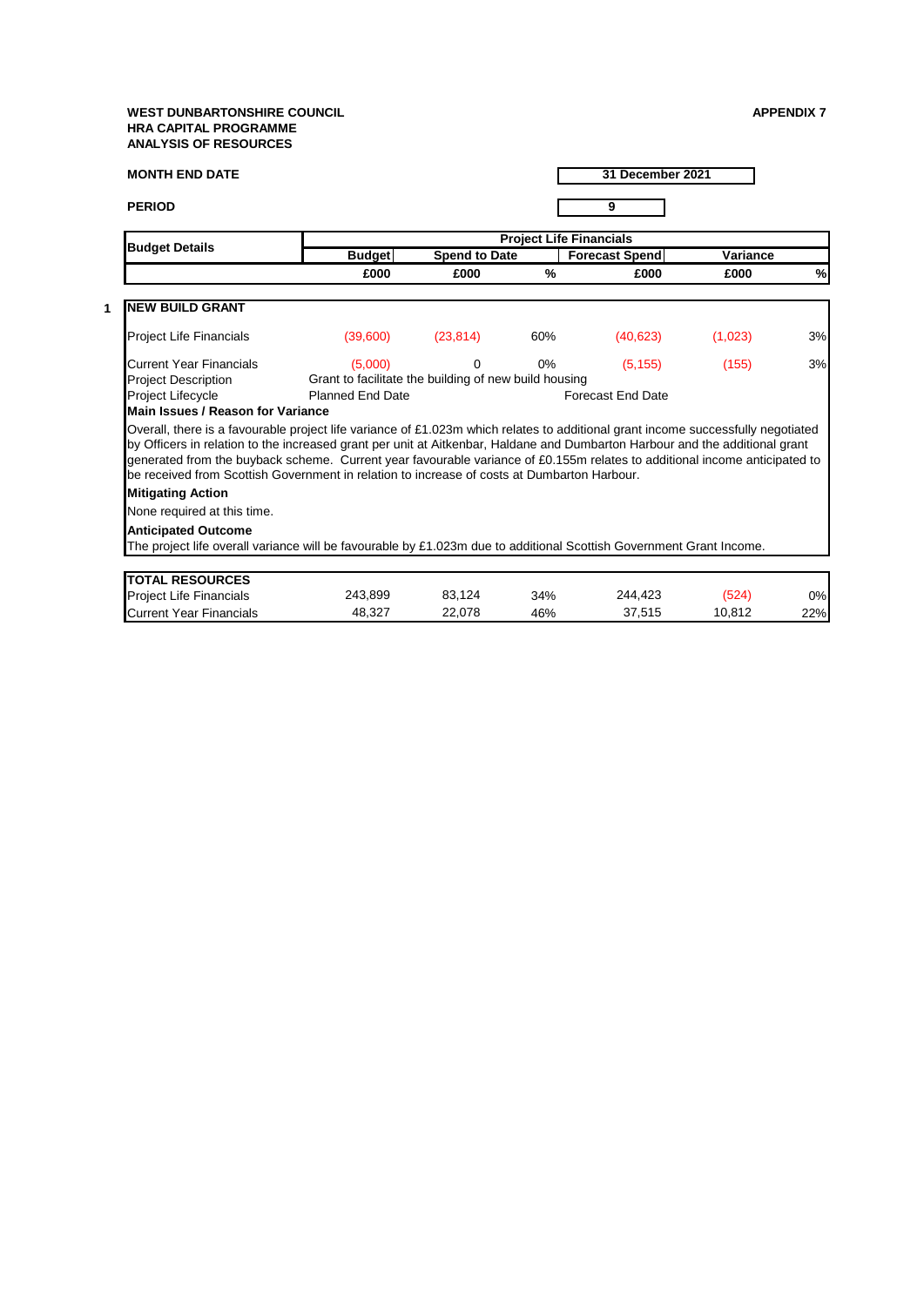**WEST DUNBARTONSHIRE COUNCIL**
**HRA CAPITAL PROGRAMME**
**ANALYSIS OF RESOURCES**

**APPENDIX 7**

**MONTH END DATE** | **31 December 2021**

**PERIOD** | **9**

| Budget Details | Project Life Financials | | | | | |
|---|---|---|---|---|---|---|
| | Budget | Spend to Date | | Forecast Spend | Variance | |
| | £000 | £000 | % | £000 | £000 | % |

**1 NEW BUILD GRANT**

| | | | | | | |
|---|---|---|---|---|---|---|
| Project Life Financials | (39,600) | (23,814) | 60% | (40,623) | (1,023) | 3% |
| Current Year Financials | (5,000) | 0 | 0% | (5,155) | (155) | 3% |

Project Description: Grant to facilitate the building of new build housing

Project Lifecycle: Planned End Date | Forecast End Date

**Main Issues / Reason for Variance**

Overall, there is a favourable project life variance of £1.023m which relates to additional grant income successfully negotiated by Officers in relation to the increased grant per unit at Aitkenbar, Haldane and Dumbarton Harbour and the additional grant generated from the buyback scheme. Current year favourable variance of £0.155m relates to additional income anticipated to be received from Scottish Government in relation to increase of costs at Dumbarton Harbour.

**Mitigating Action**

None required at this time.

**Anticipated Outcome**

The project life overall variance will be favourable by £1.023m due to additional Scottish Government Grant Income.

| TOTAL RESOURCES | Budget £000 | Spend to Date £000 | % | Forecast Spend £000 | Variance £000 | % |
|---|---|---|---|---|---|---|
| Project Life Financials | 243,899 | 83,124 | 34% | 244,423 | (524) | 0% |
| Current Year Financials | 48,327 | 22,078 | 46% | 37,515 | 10,812 | 22% |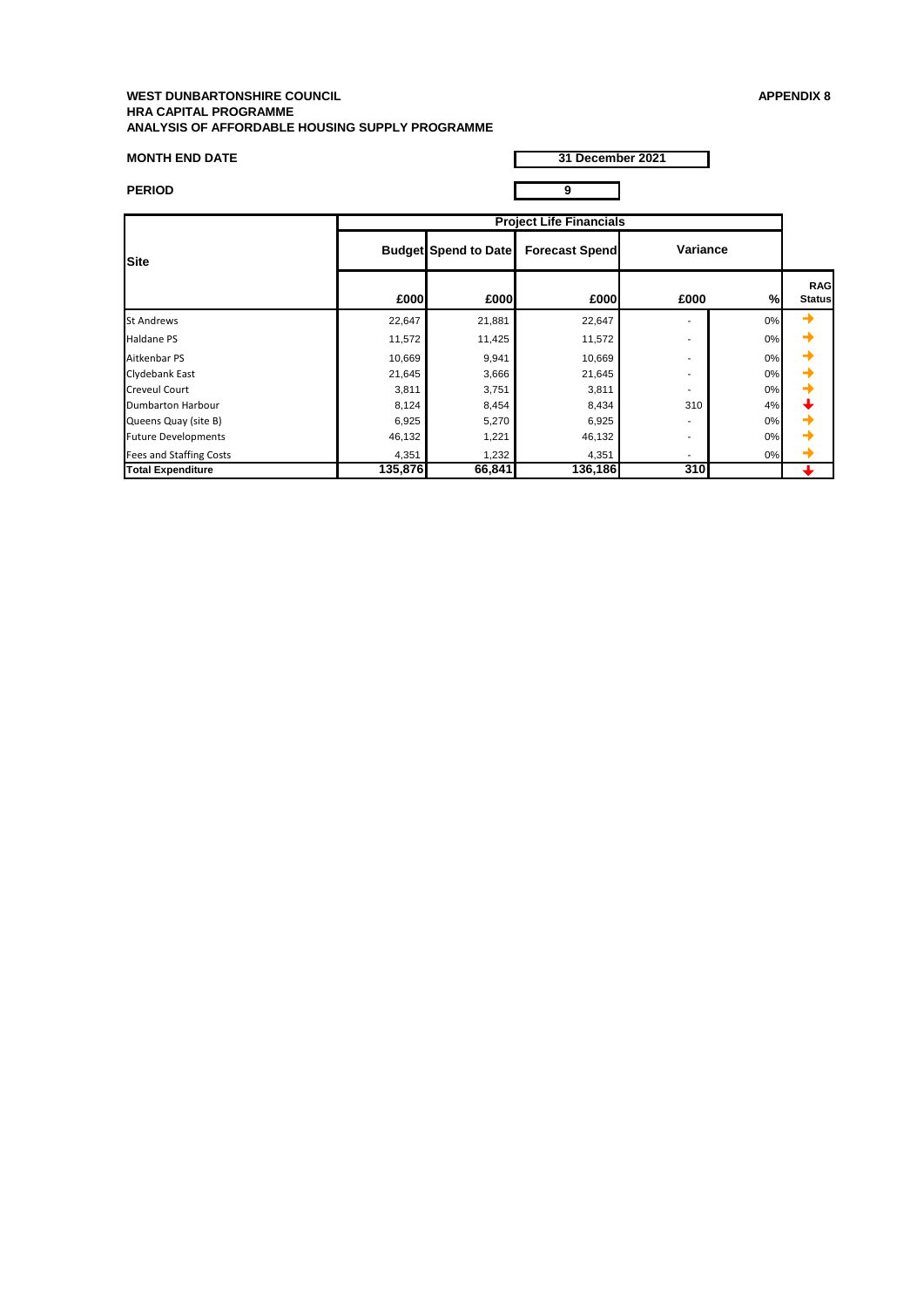**WEST DUNBARTONSHIRE COUNCIL**
**HRA CAPITAL PROGRAMME**
**ANALYSIS OF AFFORDABLE HOUSING SUPPLY PROGRAMME**

**APPENDIX 8**

**MONTH END DATE** 31 December 2021

**PERIOD** 9

| Site | Project Life Financials | | | | | |
|---|---|---|---|---|---|---|
| | Budget | Spend to Date | Forecast Spend | Variance | | |
| | £000 | £000 | £000 | £000 | % | RAG Status |
| St Andrews | 22,647 | 21,881 | 22,647 | - | 0% | → |
| Haldane PS | 11,572 | 11,425 | 11,572 | - | 0% | → |
| Aitkenbar PS | 10,669 | 9,941 | 10,669 | - | 0% | → |
| Clydebank East | 21,645 | 3,666 | 21,645 | - | 0% | → |
| Creveul Court | 3,811 | 3,751 | 3,811 | - | 0% | → |
| Dumbarton Harbour | 8,124 | 8,454 | 8,434 | 310 | 4% | ↓ |
| Queens Quay (site B) | 6,925 | 5,270 | 6,925 | - | 0% | → |
| Future Developments | 46,132 | 1,221 | 46,132 | - | 0% | → |
| Fees and Staffing Costs | 4,351 | 1,232 | 4,351 | - | 0% | → |
| **Total Expenditure** | **135,876** | **66,841** | **136,186** | **310** | | ↓ |